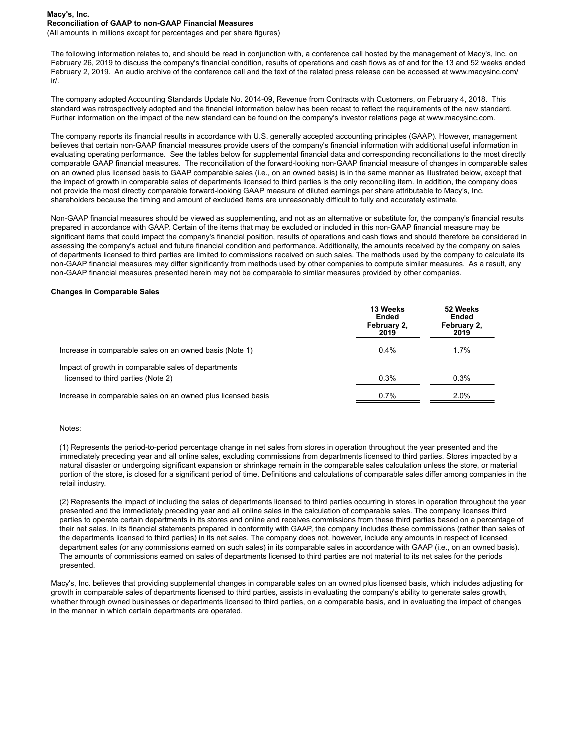**Macy's, Inc.**
**Reconciliation of GAAP to non-GAAP Financial Measures**
(All amounts in millions except for percentages and per share figures)

The following information relates to, and should be read in conjunction with, a conference call hosted by the management of Macy's, Inc. on February 26, 2019 to discuss the company's financial condition, results of operations and cash flows as of and for the 13 and 52 weeks ended February 2, 2019. An audio archive of the conference call and the text of the related press release can be accessed at www.macysinc.com/ir/.

The company adopted Accounting Standards Update No. 2014-09, Revenue from Contracts with Customers, on February 4, 2018. This standard was retrospectively adopted and the financial information below has been recast to reflect the requirements of the new standard. Further information on the impact of the new standard can be found on the company's investor relations page at www.macysinc.com.

The company reports its financial results in accordance with U.S. generally accepted accounting principles (GAAP). However, management believes that certain non-GAAP financial measures provide users of the company's financial information with additional useful information in evaluating operating performance. See the tables below for supplemental financial data and corresponding reconciliations to the most directly comparable GAAP financial measures. The reconciliation of the forward-looking non-GAAP financial measure of changes in comparable sales on an owned plus licensed basis to GAAP comparable sales (i.e., on an owned basis) is in the same manner as illustrated below, except that the impact of growth in comparable sales of departments licensed to third parties is the only reconciling item. In addition, the company does not provide the most directly comparable forward-looking GAAP measure of diluted earnings per share attributable to Macy's, Inc. shareholders because the timing and amount of excluded items are unreasonably difficult to fully and accurately estimate.

Non-GAAP financial measures should be viewed as supplementing, and not as an alternative or substitute for, the company's financial results prepared in accordance with GAAP. Certain of the items that may be excluded or included in this non-GAAP financial measure may be significant items that could impact the company's financial position, results of operations and cash flows and should therefore be considered in assessing the company's actual and future financial condition and performance. Additionally, the amounts received by the company on sales of departments licensed to third parties are limited to commissions received on such sales. The methods used by the company to calculate its non-GAAP financial measures may differ significantly from methods used by other companies to compute similar measures. As a result, any non-GAAP financial measures presented herein may not be comparable to similar measures provided by other companies.

**Changes in Comparable Sales**

| | 13 Weeks Ended February 2, 2019 | 52 Weeks Ended February 2, 2019 |
|---|---|---|
| Increase in comparable sales on an owned basis (Note 1) | 0.4% | 1.7% |
| Impact of growth in comparable sales of departments licensed to third parties (Note 2) | 0.3% | 0.3% |
| Increase in comparable sales on an owned plus licensed basis | 0.7% | 2.0% |

Notes:

(1) Represents the period-to-period percentage change in net sales from stores in operation throughout the year presented and the immediately preceding year and all online sales, excluding commissions from departments licensed to third parties. Stores impacted by a natural disaster or undergoing significant expansion or shrinkage remain in the comparable sales calculation unless the store, or material portion of the store, is closed for a significant period of time. Definitions and calculations of comparable sales differ among companies in the retail industry.

(2) Represents the impact of including the sales of departments licensed to third parties occurring in stores in operation throughout the year presented and the immediately preceding year and all online sales in the calculation of comparable sales. The company licenses third parties to operate certain departments in its stores and online and receives commissions from these third parties based on a percentage of their net sales. In its financial statements prepared in conformity with GAAP, the company includes these commissions (rather than sales of the departments licensed to third parties) in its net sales. The company does not, however, include any amounts in respect of licensed department sales (or any commissions earned on such sales) in its comparable sales in accordance with GAAP (i.e., on an owned basis). The amounts of commissions earned on sales of departments licensed to third parties are not material to its net sales for the periods presented.

Macy's, Inc. believes that providing supplemental changes in comparable sales on an owned plus licensed basis, which includes adjusting for growth in comparable sales of departments licensed to third parties, assists in evaluating the company's ability to generate sales growth, whether through owned businesses or departments licensed to third parties, on a comparable basis, and in evaluating the impact of changes in the manner in which certain departments are operated.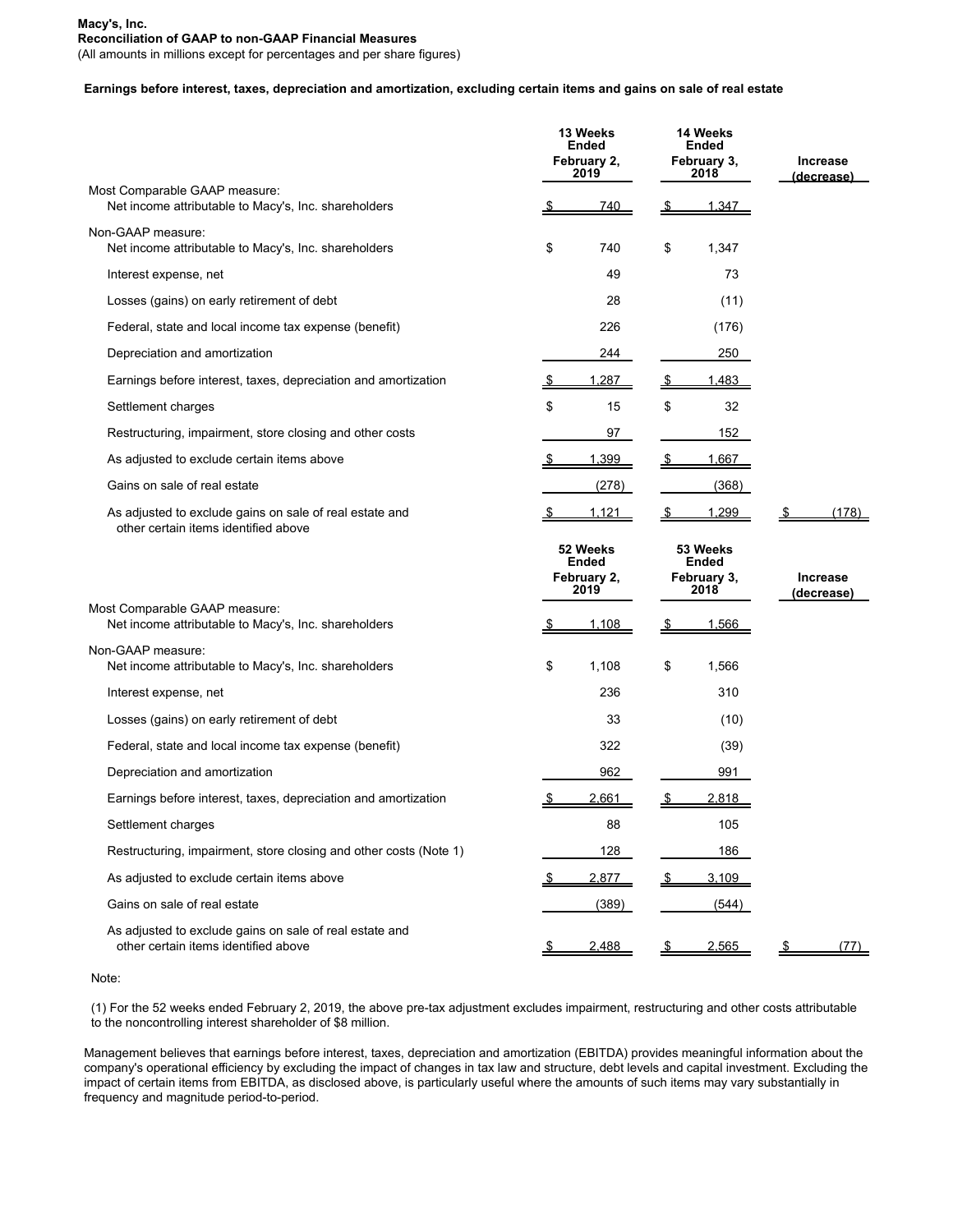**Macy's, Inc.**
**Reconciliation of GAAP to non-GAAP Financial Measures**
(All amounts in millions except for percentages and per share figures)

**Earnings before interest, taxes, depreciation and amortization, excluding certain items and gains on sale of real estate**

| | 13 Weeks Ended February 2, 2019 | 14 Weeks Ended February 3, 2018 | Increase (decrease) |
|---|---|---|---|
| Most Comparable GAAP measure: | | | |
| Net income attributable to Macy's, Inc. shareholders | $ 740 | $ 1,347 | |
| Non-GAAP measure: | | | |
| Net income attributable to Macy's, Inc. shareholders | $ 740 | $ 1,347 | |
| Interest expense, net | 49 | 73 | |
| Losses (gains) on early retirement of debt | 28 | (11) | |
| Federal, state and local income tax expense (benefit) | 226 | (176) | |
| Depreciation and amortization | 244 | 250 | |
| Earnings before interest, taxes, depreciation and amortization | $ 1,287 | $ 1,483 | |
| Settlement charges | $ 15 | $ 32 | |
| Restructuring, impairment, store closing and other costs | 97 | 152 | |
| As adjusted to exclude certain items above | $ 1,399 | $ 1,667 | |
| Gains on sale of real estate | (278) | (368) | |
| As adjusted to exclude gains on sale of real estate and other certain items identified above | $ 1,121 | $ 1,299 | $ (178) |

| | 52 Weeks Ended February 2, 2019 | 53 Weeks Ended February 3, 2018 | Increase (decrease) |
|---|---|---|---|
| Most Comparable GAAP measure: | | | |
| Net income attributable to Macy's, Inc. shareholders | $ 1,108 | $ 1,566 | |
| Non-GAAP measure: | | | |
| Net income attributable to Macy's, Inc. shareholders | $ 1,108 | $ 1,566 | |
| Interest expense, net | 236 | 310 | |
| Losses (gains) on early retirement of debt | 33 | (10) | |
| Federal, state and local income tax expense (benefit) | 322 | (39) | |
| Depreciation and amortization | 962 | 991 | |
| Earnings before interest, taxes, depreciation and amortization | $ 2,661 | $ 2,818 | |
| Settlement charges | 88 | 105 | |
| Restructuring, impairment, store closing and other costs (Note 1) | 128 | 186 | |
| As adjusted to exclude certain items above | $ 2,877 | $ 3,109 | |
| Gains on sale of real estate | (389) | (544) | |
| As adjusted to exclude gains on sale of real estate and other certain items identified above | $ 2,488 | $ 2,565 | $ (77) |

Note:

(1) For the 52 weeks ended February 2, 2019, the above pre-tax adjustment excludes impairment, restructuring and other costs attributable to the noncontrolling interest shareholder of $8 million.

Management believes that earnings before interest, taxes, depreciation and amortization (EBITDA) provides meaningful information about the company's operational efficiency by excluding the impact of changes in tax law and structure, debt levels and capital investment. Excluding the impact of certain items from EBITDA, as disclosed above, is particularly useful where the amounts of such items may vary substantially in frequency and magnitude period-to-period.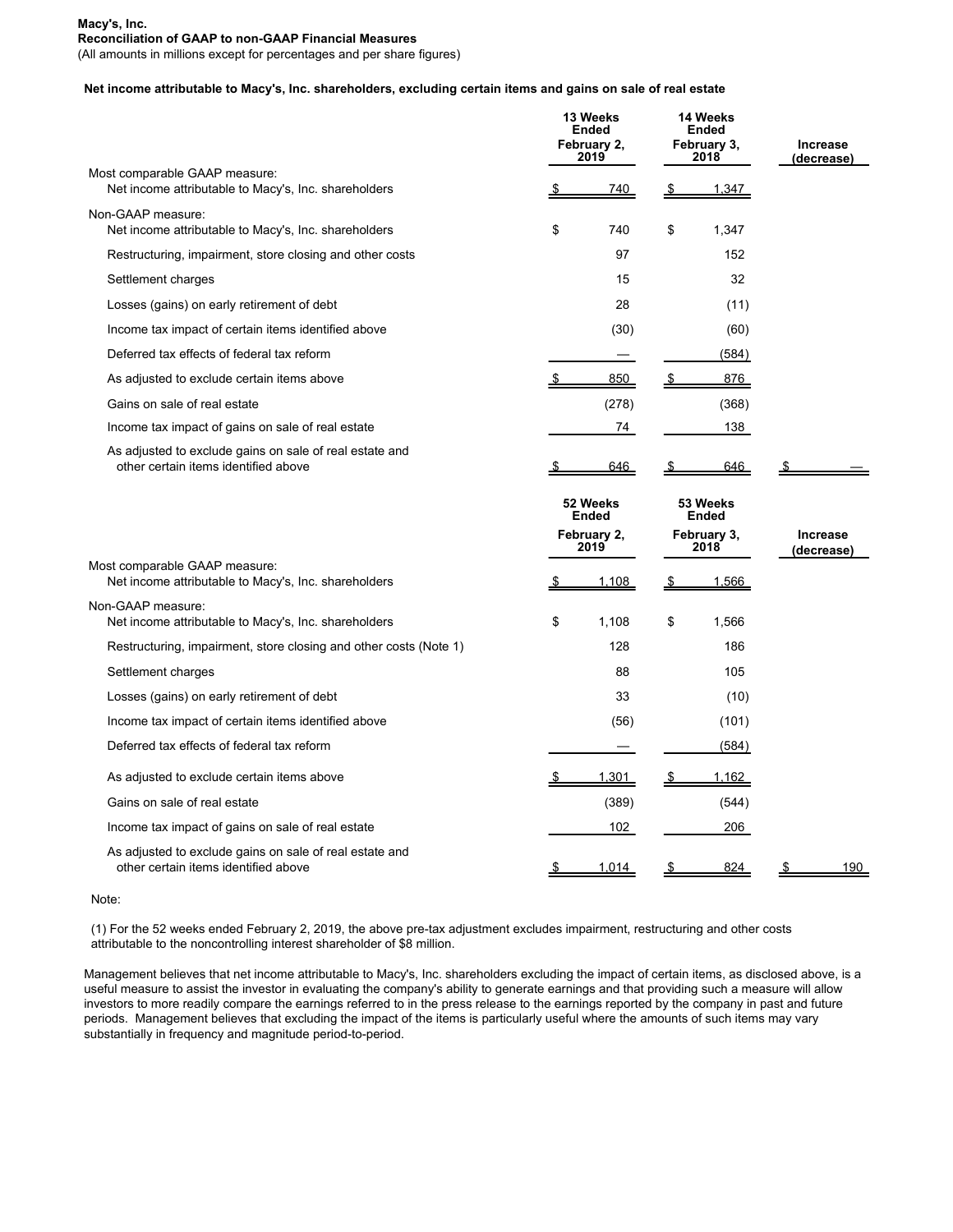**Macy's, Inc.**
**Reconciliation of GAAP to non-GAAP Financial Measures**
(All amounts in millions except for percentages and per share figures)

**Net income attributable to Macy's, Inc. shareholders, excluding certain items and gains on sale of real estate**

| | 13 Weeks Ended February 2, 2019 | 14 Weeks Ended February 3, 2018 | Increase (decrease) |
|---|---|---|---|
| Most comparable GAAP measure: | | | |
| Net income attributable to Macy's, Inc. shareholders | $ 740 | $ 1,347 | |
| Non-GAAP measure: | | | |
| Net income attributable to Macy's, Inc. shareholders | $ 740 | $ 1,347 | |
| Restructuring, impairment, store closing and other costs | 97 | 152 | |
| Settlement charges | 15 | 32 | |
| Losses (gains) on early retirement of debt | 28 | (11) | |
| Income tax impact of certain items identified above | (30) | (60) | |
| Deferred tax effects of federal tax reform | — | (584) | |
| As adjusted to exclude certain items above | $ 850 | $ 876 | |
| Gains on sale of real estate | (278) | (368) | |
| Income tax impact of gains on sale of real estate | 74 | 138 | |
| As adjusted to exclude gains on sale of real estate and other certain items identified above | $ 646 | $ 646 | $ — |

| | 52 Weeks Ended February 2, 2019 | 53 Weeks Ended February 3, 2018 | Increase (decrease) |
|---|---|---|---|
| Most comparable GAAP measure: | | | |
| Net income attributable to Macy's, Inc. shareholders | $ 1,108 | $ 1,566 | |
| Non-GAAP measure: | | | |
| Net income attributable to Macy's, Inc. shareholders | $ 1,108 | $ 1,566 | |
| Restructuring, impairment, store closing and other costs (Note 1) | 128 | 186 | |
| Settlement charges | 88 | 105 | |
| Losses (gains) on early retirement of debt | 33 | (10) | |
| Income tax impact of certain items identified above | (56) | (101) | |
| Deferred tax effects of federal tax reform | — | (584) | |
| As adjusted to exclude certain items above | $ 1,301 | $ 1,162 | |
| Gains on sale of real estate | (389) | (544) | |
| Income tax impact of gains on sale of real estate | 102 | 206 | |
| As adjusted to exclude gains on sale of real estate and other certain items identified above | $ 1,014 | $ 824 | $ 190 |

Note:

(1) For the 52 weeks ended February 2, 2019, the above pre-tax adjustment excludes impairment, restructuring and other costs attributable to the noncontrolling interest shareholder of $8 million.

Management believes that net income attributable to Macy's, Inc. shareholders excluding the impact of certain items, as disclosed above, is a useful measure to assist the investor in evaluating the company's ability to generate earnings and that providing such a measure will allow investors to more readily compare the earnings referred to in the press release to the earnings reported by the company in past and future periods. Management believes that excluding the impact of the items is particularly useful where the amounts of such items may vary substantially in frequency and magnitude period-to-period.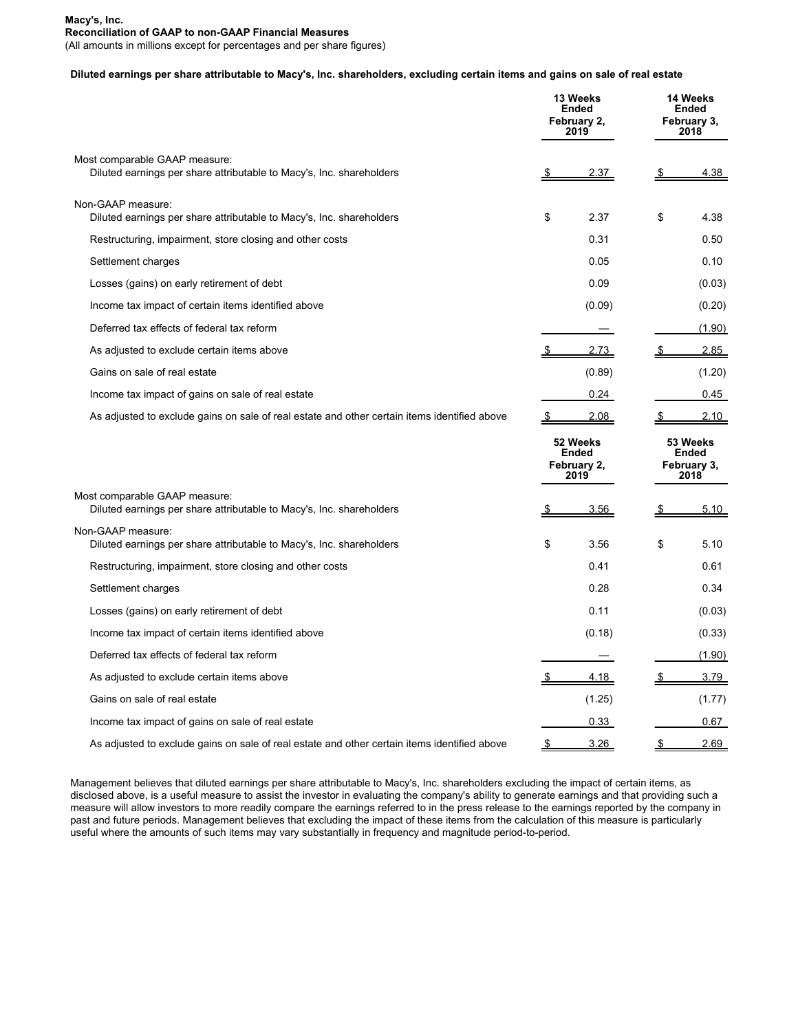**Macy's, Inc.**
**Reconciliation of GAAP to non-GAAP Financial Measures**
(All amounts in millions except for percentages and per share figures)

**Diluted earnings per share attributable to Macy's, Inc. shareholders, excluding certain items and gains on sale of real estate**

| | 13 Weeks Ended February 2, 2019 | 14 Weeks Ended February 3, 2018 |
|---|---|---|
| Most comparable GAAP measure: | | |
| Diluted earnings per share attributable to Macy's, Inc. shareholders | $ 2.37 | $ 4.38 |
| Non-GAAP measure: | | |
| Diluted earnings per share attributable to Macy's, Inc. shareholders | $ 2.37 | $ 4.38 |
| Restructuring, impairment, store closing and other costs | 0.31 | 0.50 |
| Settlement charges | 0.05 | 0.10 |
| Losses (gains) on early retirement of debt | 0.09 | (0.03) |
| Income tax impact of certain items identified above | (0.09) | (0.20) |
| Deferred tax effects of federal tax reform | — | (1.90) |
| As adjusted to exclude certain items above | $ 2.73 | $ 2.85 |
| Gains on sale of real estate | (0.89) | (1.20) |
| Income tax impact of gains on sale of real estate | 0.24 | 0.45 |
| As adjusted to exclude gains on sale of real estate and other certain items identified above | $ 2.08 | $ 2.10 |

| | 52 Weeks Ended February 2, 2019 | 53 Weeks Ended February 3, 2018 |
|---|---|---|
| Most comparable GAAP measure: | | |
| Diluted earnings per share attributable to Macy's, Inc. shareholders | $ 3.56 | $ 5.10 |
| Non-GAAP measure: | | |
| Diluted earnings per share attributable to Macy's, Inc. shareholders | $ 3.56 | $ 5.10 |
| Restructuring, impairment, store closing and other costs | 0.41 | 0.61 |
| Settlement charges | 0.28 | 0.34 |
| Losses (gains) on early retirement of debt | 0.11 | (0.03) |
| Income tax impact of certain items identified above | (0.18) | (0.33) |
| Deferred tax effects of federal tax reform | — | (1.90) |
| As adjusted to exclude certain items above | $ 4.18 | $ 3.79 |
| Gains on sale of real estate | (1.25) | (1.77) |
| Income tax impact of gains on sale of real estate | 0.33 | 0.67 |
| As adjusted to exclude gains on sale of real estate and other certain items identified above | $ 3.26 | $ 2.69 |

Management believes that diluted earnings per share attributable to Macy's, Inc. shareholders excluding the impact of certain items, as disclosed above, is a useful measure to assist the investor in evaluating the company's ability to generate earnings and that providing such a measure will allow investors to more readily compare the earnings referred to in the press release to the earnings reported by the company in past and future periods. Management believes that excluding the impact of these items from the calculation of this measure is particularly useful where the amounts of such items may vary substantially in frequency and magnitude period-to-period.